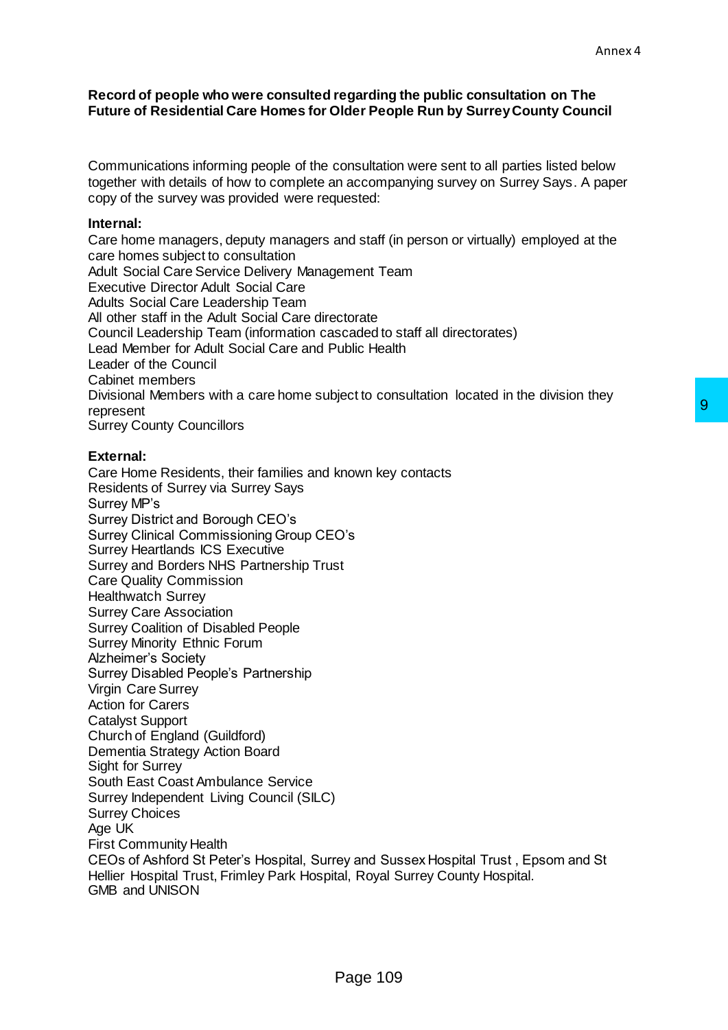Annex 4

**Record of people who were consulted regarding the public consultation on The Future of Residential Care Homes for Older People Run by Surrey County Council**

Communications informing people of the consultation were sent to all parties listed below together with details of how to complete an accompanying survey on Surrey Says. A paper copy of the survey was provided were requested:

**Internal:**

Care home managers, deputy managers and staff (in person or virtually) employed at the care homes subject to consultation
Adult Social Care Service Delivery Management Team
Executive Director Adult Social Care
Adults Social Care Leadership Team
All other staff in the Adult Social Care directorate
Council Leadership Team (information cascaded to staff all directorates)
Lead Member for Adult Social Care and Public Health
Leader of the Council
Cabinet members
Divisional Members with a care home subject to consultation located in the division they represent
Surrey County Councillors

**External:**

Care Home Residents, their families and known key contacts
Residents of Surrey via Surrey Says
Surrey MP's
Surrey District and Borough CEO's
Surrey Clinical Commissioning Group CEO's
Surrey Heartlands ICS Executive
Surrey and Borders NHS Partnership Trust
Care Quality Commission
Healthwatch Surrey
Surrey Care Association
Surrey Coalition of Disabled People
Surrey Minority Ethnic Forum
Alzheimer's Society
Surrey Disabled People's Partnership
Virgin Care Surrey
Action for Carers
Catalyst Support
Church of England (Guildford)
Dementia Strategy Action Board
Sight for Surrey
South East Coast Ambulance Service
Surrey Independent Living Council (SILC)
Surrey Choices
Age UK
First Community Health
CEOs of Ashford St Peter's Hospital, Surrey and Sussex Hospital Trust , Epsom and St Hellier Hospital Trust, Frimley Park Hospital, Royal Surrey County Hospital.
GMB and UNISON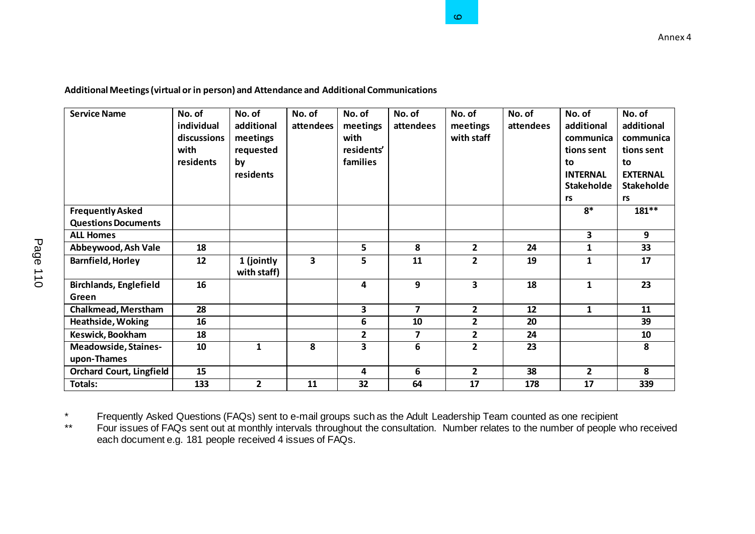Annex 4

**Additional Meetings (virtual or in person) and Attendance and Additional Communications**

| Service Name | No. of individual discussions with residents | No. of additional meetings requested by residents | No. of attendees | No. of meetings with residents' families | No. of attendees | No. of meetings with staff | No. of attendees | No. of additional communications sent to INTERNAL Stakeholders | No. of additional communications sent to EXTERNAL Stakeholders |
|---|---|---|---|---|---|---|---|---|---|
| **Frequently Asked Questions Documents** | | | | | | | | **8*** | **181**** |
| **ALL Homes** | | | | | | | | **3** | **9** |
| **Abbeywood, Ash Vale** | **18** | | | **5** | **8** | **2** | **24** | **1** | **33** |
| **Barnfield, Horley** | **12** | **1 (jointly with staff)** | **3** | **5** | **11** | **2** | **19** | **1** | **17** |
| **Birchlands, Englefield Green** | **16** | | | **4** | **9** | **3** | **18** | **1** | **23** |
| **Chalkmead, Merstham** | **28** | | | **3** | **7** | **2** | **12** | **1** | **11** |
| **Heathside, Woking** | **16** | | | **6** | **10** | **2** | **20** | | **39** |
| **Keswick, Bookham** | **18** | | | **2** | **7** | **2** | **24** | | **10** |
| **Meadowside, Staines-upon-Thames** | **10** | **1** | **8** | **3** | **6** | **2** | **23** | | **8** |
| **Orchard Court, Lingfield** | **15** | | | **4** | **6** | **2** | **38** | **2** | **8** |
| **Totals:** | **133** | **2** | **11** | **32** | **64** | **17** | **178** | **17** | **339** |

\* Frequently Asked Questions (FAQs) sent to e-mail groups such as the Adult Leadership Team counted as one recipient

\*\* Four issues of FAQs sent out at monthly intervals throughout the consultation. Number relates to the number of people who received each document e.g. 181 people received 4 issues of FAQs.